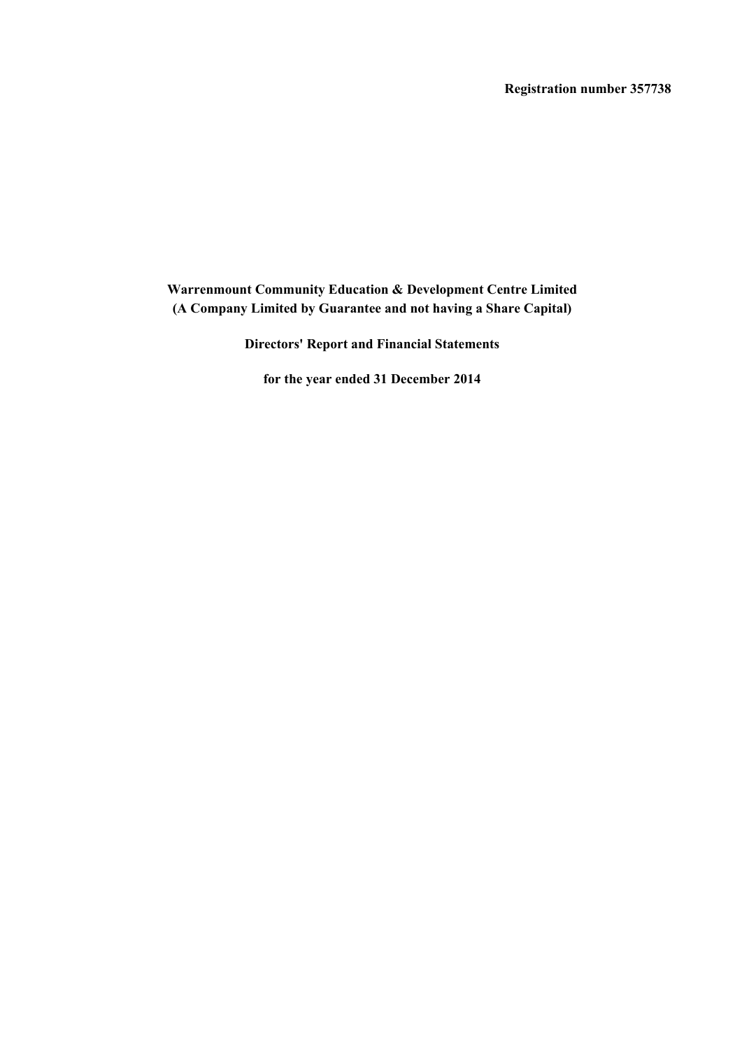**Registration number 357738**

# Warrenmount Community Education & Development Centre Limited
## (A Company Limited by Guarantee and not having a Share Capital)

## Directors' Report and Financial Statements

## for the year ended 31 December 2014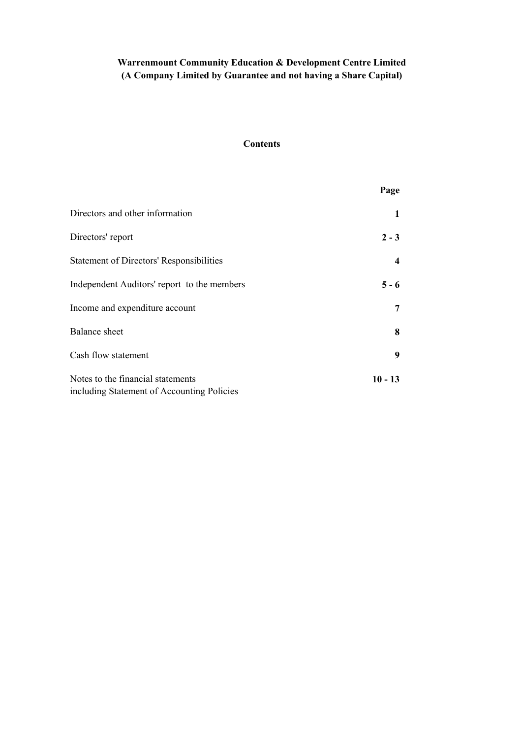**Warrenmount Community Education & Development Centre Limited**
**(A Company Limited by Guarantee and not having a Share Capital)**

## Contents

| | Page |
|---|---|
| Directors and other information | **1** |
| Directors' report | **2 - 3** |
| Statement of Directors' Responsibilities | **4** |
| Independent Auditors' report to the members | **5 - 6** |
| Income and expenditure account | **7** |
| Balance sheet | **8** |
| Cash flow statement | **9** |
| Notes to the financial statements including Statement of Accounting Policies | **10 - 13** |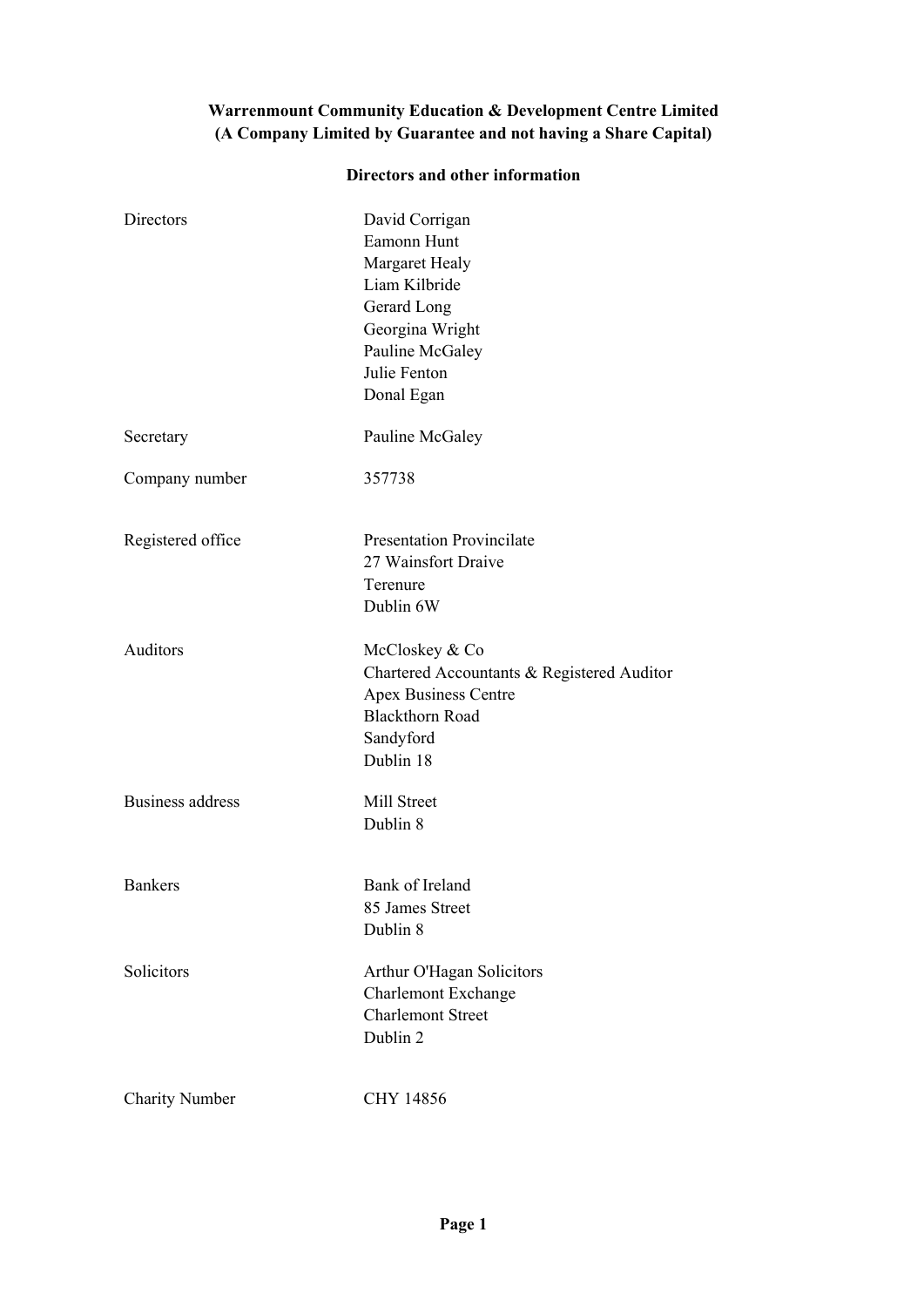**Warrenmount Community Education & Development Centre Limited**
**(A Company Limited by Guarantee and not having a Share Capital)**

**Directors and other information**

| | |
|---|---|
| Directors | David Corrigan<br>Eamonn Hunt<br>Margaret Healy<br>Liam Kilbride<br>Gerard Long<br>Georgina Wright<br>Pauline McGaley<br>Julie Fenton<br>Donal Egan |
| Secretary | Pauline McGaley |
| Company number | 357738 |
| Registered office | Presentation Provincilate<br>27 Wainsfort Draive<br>Terenure<br>Dublin 6W |
| Auditors | McCloskey & Co<br>Chartered Accountants & Registered Auditor<br>Apex Business Centre<br>Blackthorn Road<br>Sandyford<br>Dublin 18 |
| Business address | Mill Street<br>Dublin 8 |
| Bankers | Bank of Ireland<br>85 James Street<br>Dublin 8 |
| Solicitors | Arthur O'Hagan Solicitors<br>Charlemont Exchange<br>Charlemont Street<br>Dublin 2 |
| Charity Number | CHY 14856 |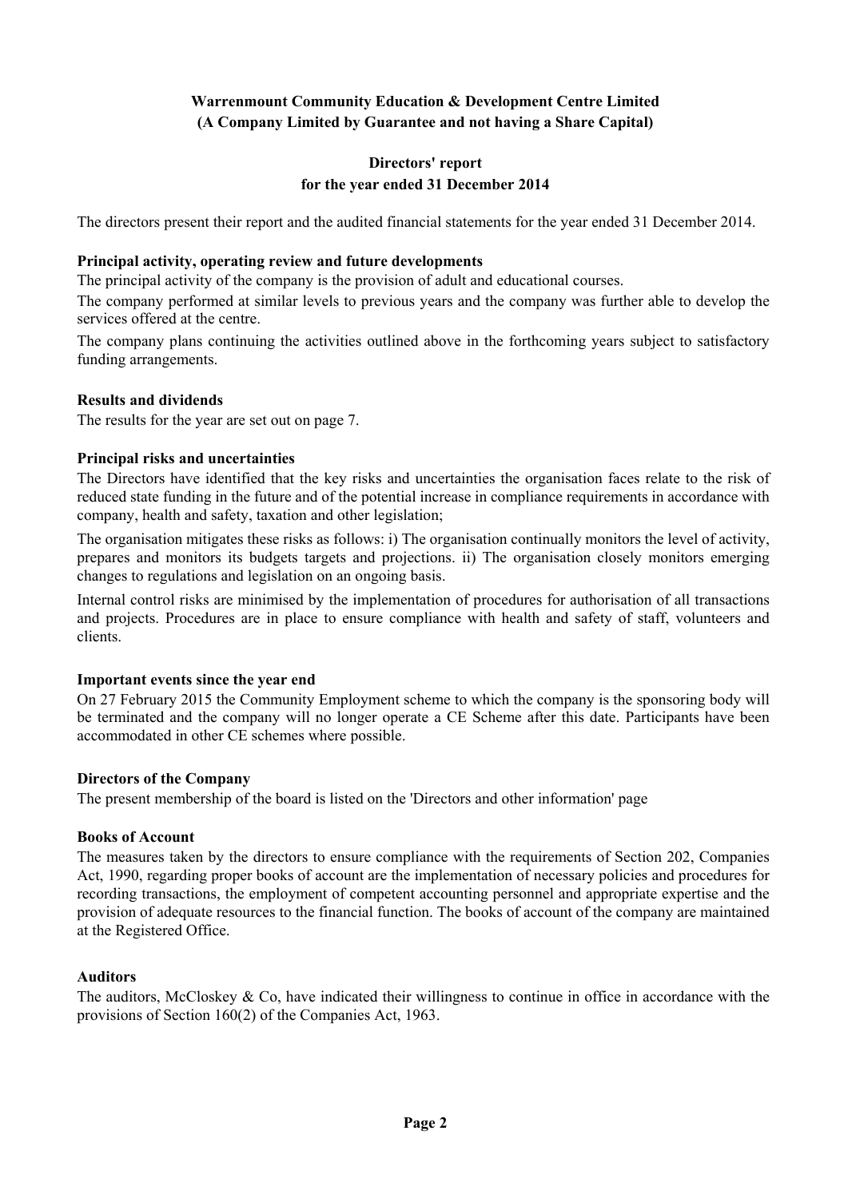**Warrenmount Community Education & Development Centre Limited**
**(A Company Limited by Guarantee and not having a Share Capital)**

## Directors' report
## for the year ended 31 December 2014

The directors present their report and the audited financial statements for the year ended 31 December 2014.

### Principal activity, operating review and future developments

The principal activity of the company is the provision of adult and educational courses.

The company performed at similar levels to previous years and the company was further able to develop the services offered at the centre.

The company plans continuing the activities outlined above in the forthcoming years subject to satisfactory funding arrangements.

### Results and dividends

The results for the year are set out on page 7.

### Principal risks and uncertainties

The Directors have identified that the key risks and uncertainties the organisation faces relate to the risk of reduced state funding in the future and of the potential increase in compliance requirements in accordance with company, health and safety, taxation and other legislation;

The organisation mitigates these risks as follows: i) The organisation continually monitors the level of activity, prepares and monitors its budgets targets and projections. ii) The organisation closely monitors emerging changes to regulations and legislation on an ongoing basis.

Internal control risks are minimised by the implementation of procedures for authorisation of all transactions and projects. Procedures are in place to ensure compliance with health and safety of staff, volunteers and clients.

### Important events since the year end

On 27 February 2015 the Community Employment scheme to which the company is the sponsoring body will be terminated and the company will no longer operate a CE Scheme after this date. Participants have been accommodated in other CE schemes where possible.

### Directors of the Company

The present membership of the board is listed on the 'Directors and other information' page

### Books of Account

The measures taken by the directors to ensure compliance with the requirements of Section 202, Companies Act, 1990, regarding proper books of account are the implementation of necessary policies and procedures for recording transactions, the employment of competent accounting personnel and appropriate expertise and the provision of adequate resources to the financial function. The books of account of the company are maintained at the Registered Office.

### Auditors

The auditors, McCloskey & Co, have indicated their willingness to continue in office in accordance with the provisions of Section 160(2) of the Companies Act, 1963.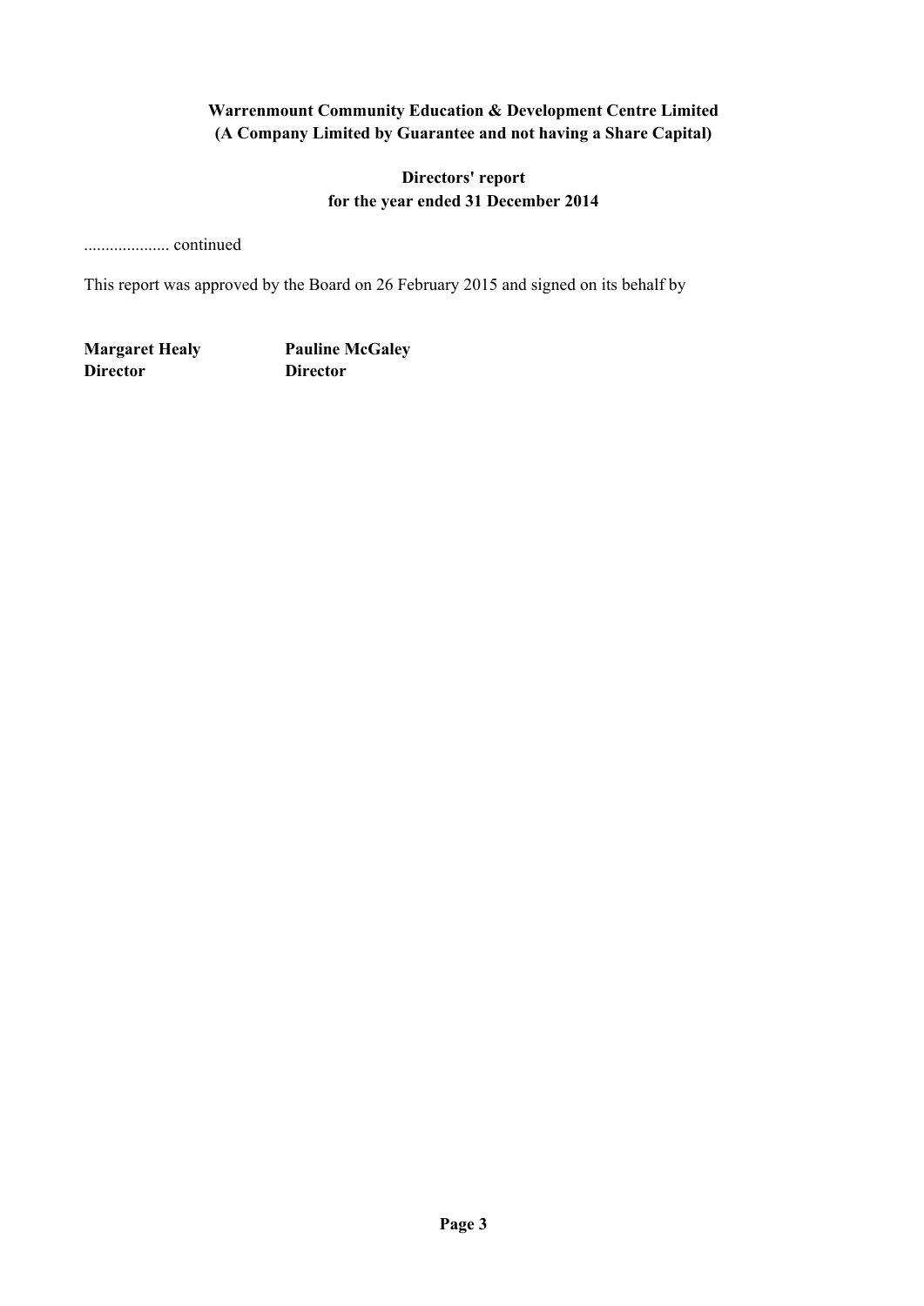**Warrenmount Community Education & Development Centre Limited**
**(A Company Limited by Guarantee and not having a Share Capital)**

**Directors' report**
**for the year ended 31 December 2014**

.................... continued

This report was approved by the Board on 26 February 2015 and signed on its behalf by

| **Margaret Healy** | **Pauline McGaley** |
| --- | --- |
| **Director** | **Director** |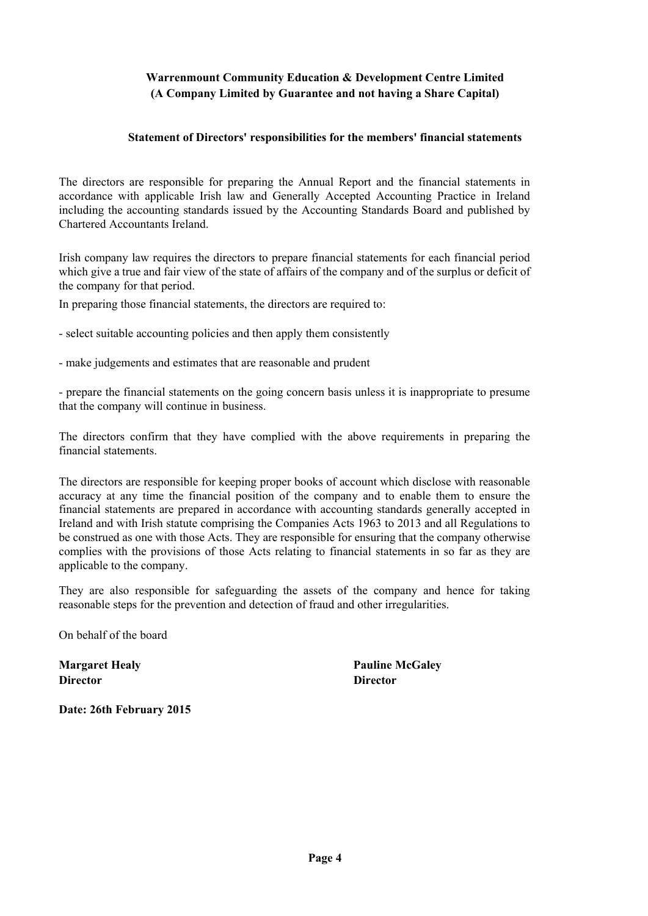**Warrenmount Community Education & Development Centre Limited**
**(A Company Limited by Guarantee and not having a Share Capital)**

**Statement of Directors' responsibilities for the members' financial statements**

The directors are responsible for preparing the Annual Report and the financial statements in accordance with applicable Irish law and Generally Accepted Accounting Practice in Ireland including the accounting standards issued by the Accounting Standards Board and published by Chartered Accountants Ireland.

Irish company law requires the directors to prepare financial statements for each financial period which give a true and fair view of the state of affairs of the company and of the surplus or deficit of the company for that period.

In preparing those financial statements, the directors are required to:

- select suitable accounting policies and then apply them consistently

- make judgements and estimates that are reasonable and prudent

- prepare the financial statements on the going concern basis unless it is inappropriate to presume that the company will continue in business.

The directors confirm that they have complied with the above requirements in preparing the financial statements.

The directors are responsible for keeping proper books of account which disclose with reasonable accuracy at any time the financial position of the company and to enable them to ensure the financial statements are prepared in accordance with accounting standards generally accepted in Ireland and with Irish statute comprising the Companies Acts 1963 to 2013 and all Regulations to be construed as one with those Acts. They are responsible for ensuring that the company otherwise complies with the provisions of those Acts relating to financial statements in so far as they are applicable to the company.

They are also responsible for safeguarding the assets of the company and hence for taking reasonable steps for the prevention and detection of fraud and other irregularities.

On behalf of the board

**Margaret Healy**
**Director**

**Pauline McGaley**
**Director**

**Date: 26th February 2015**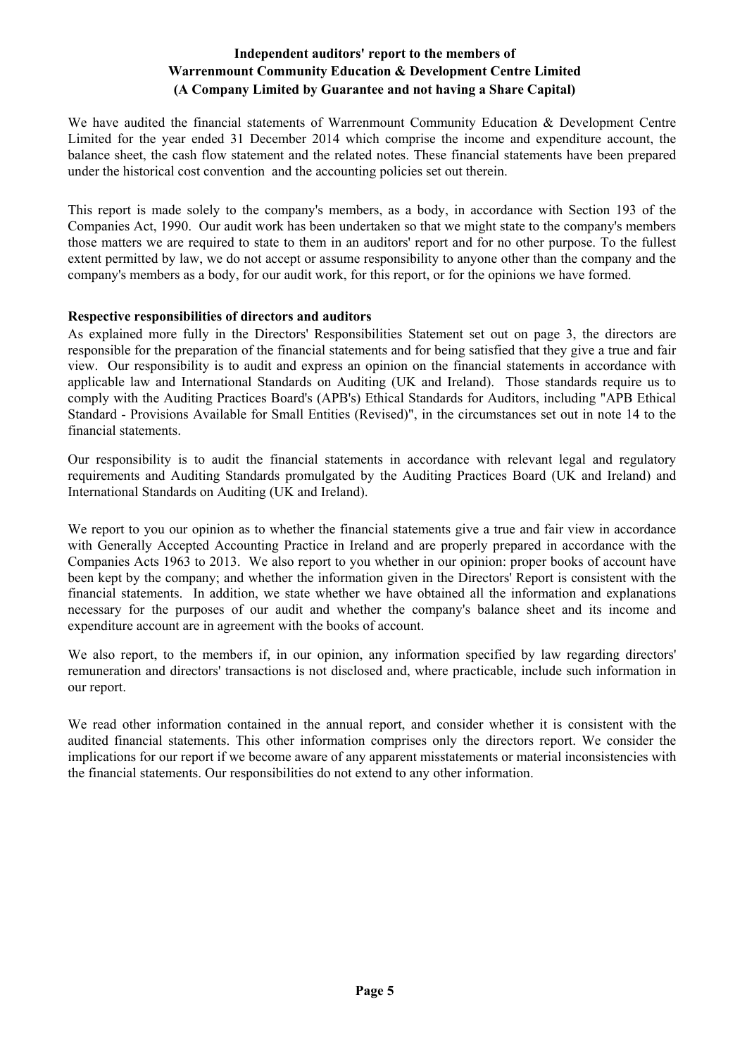**Independent auditors' report to the members of**
**Warrenmount Community Education & Development Centre Limited**
**(A Company Limited by Guarantee and not having a Share Capital)**

We have audited the financial statements of Warrenmount Community Education & Development Centre Limited for the year ended 31 December 2014 which comprise the income and expenditure account, the balance sheet, the cash flow statement and the related notes. These financial statements have been prepared under the historical cost convention and the accounting policies set out therein.

This report is made solely to the company's members, as a body, in accordance with Section 193 of the Companies Act, 1990. Our audit work has been undertaken so that we might state to the company's members those matters we are required to state to them in an auditors' report and for no other purpose. To the fullest extent permitted by law, we do not accept or assume responsibility to anyone other than the company and the company's members as a body, for our audit work, for this report, or for the opinions we have formed.

**Respective responsibilities of directors and auditors**

As explained more fully in the Directors' Responsibilities Statement set out on page 3, the directors are responsible for the preparation of the financial statements and for being satisfied that they give a true and fair view. Our responsibility is to audit and express an opinion on the financial statements in accordance with applicable law and International Standards on Auditing (UK and Ireland). Those standards require us to comply with the Auditing Practices Board's (APB's) Ethical Standards for Auditors, including "APB Ethical Standard - Provisions Available for Small Entities (Revised)", in the circumstances set out in note 14 to the financial statements.

Our responsibility is to audit the financial statements in accordance with relevant legal and regulatory requirements and Auditing Standards promulgated by the Auditing Practices Board (UK and Ireland) and International Standards on Auditing (UK and Ireland).

We report to you our opinion as to whether the financial statements give a true and fair view in accordance with Generally Accepted Accounting Practice in Ireland and are properly prepared in accordance with the Companies Acts 1963 to 2013. We also report to you whether in our opinion: proper books of account have been kept by the company; and whether the information given in the Directors' Report is consistent with the financial statements. In addition, we state whether we have obtained all the information and explanations necessary for the purposes of our audit and whether the company's balance sheet and its income and expenditure account are in agreement with the books of account.

We also report, to the members if, in our opinion, any information specified by law regarding directors' remuneration and directors' transactions is not disclosed and, where practicable, include such information in our report.

We read other information contained in the annual report, and consider whether it is consistent with the audited financial statements. This other information comprises only the directors report. We consider the implications for our report if we become aware of any apparent misstatements or material inconsistencies with the financial statements. Our responsibilities do not extend to any other information.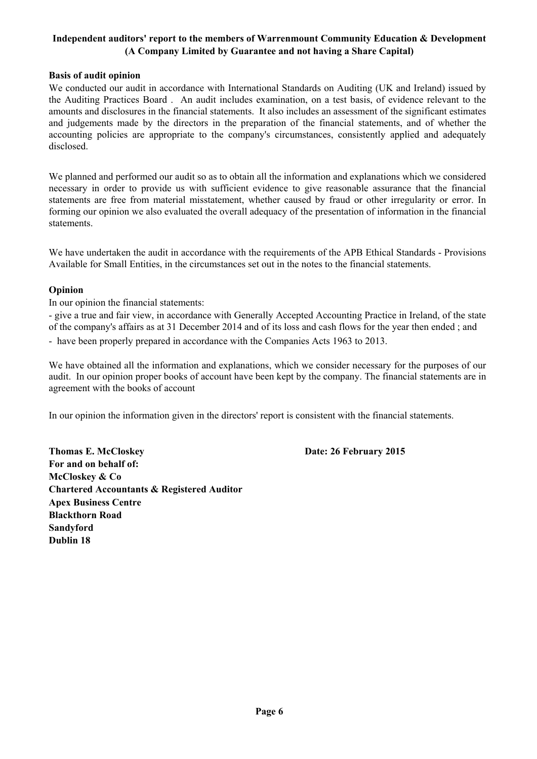**Independent auditors' report to the members of Warrenmount Community Education & Development (A Company Limited by Guarantee and not having a Share Capital)**

**Basis of audit opinion**

We conducted our audit in accordance with International Standards on Auditing (UK and Ireland) issued by the Auditing Practices Board . An audit includes examination, on a test basis, of evidence relevant to the amounts and disclosures in the financial statements. It also includes an assessment of the significant estimates and judgements made by the directors in the preparation of the financial statements, and of whether the accounting policies are appropriate to the company's circumstances, consistently applied and adequately disclosed.

We planned and performed our audit so as to obtain all the information and explanations which we considered necessary in order to provide us with sufficient evidence to give reasonable assurance that the financial statements are free from material misstatement, whether caused by fraud or other irregularity or error. In forming our opinion we also evaluated the overall adequacy of the presentation of information in the financial statements.

We have undertaken the audit in accordance with the requirements of the APB Ethical Standards - Provisions Available for Small Entities, in the circumstances set out in the notes to the financial statements.

**Opinion**

In our opinion the financial statements:

- give a true and fair view, in accordance with Generally Accepted Accounting Practice in Ireland, of the state of the company's affairs as at 31 December 2014 and of its loss and cash flows for the year then ended ; and
- have been properly prepared in accordance with the Companies Acts 1963 to 2013.

We have obtained all the information and explanations, which we consider necessary for the purposes of our audit. In our opinion proper books of account have been kept by the company. The financial statements are in agreement with the books of account

In our opinion the information given in the directors' report is consistent with the financial statements.

**Thomas E. McCloskey**
**For and on behalf of:**
**McCloskey & Co**
**Chartered Accountants & Registered Auditor**
**Apex Business Centre**
**Blackthorn Road**
**Sandyford**
**Dublin 18**

**Date: 26 February 2015**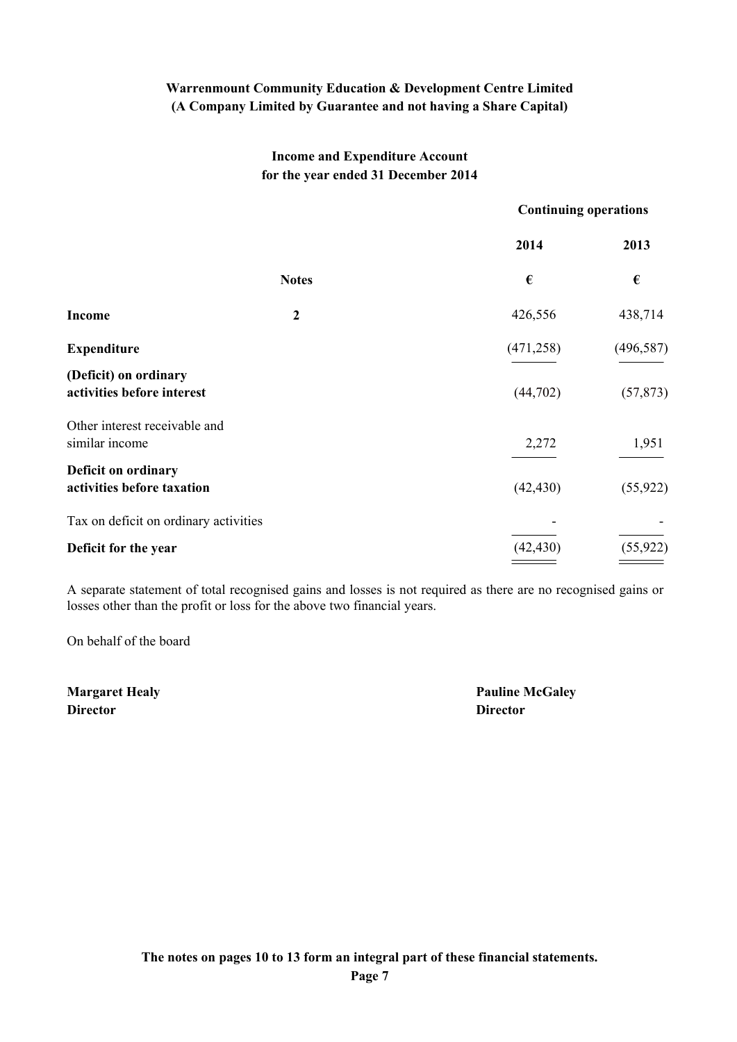**Warrenmount Community Education & Development Centre Limited**
**(A Company Limited by Guarantee and not having a Share Capital)**

## Income and Expenditure Account
## for the year ended 31 December 2014

| | | Continuing operations | |
|---|---|---|---|
| | | **2014** | **2013** |
| | **Notes** | **€** | **€** |
| **Income** | **2** | 426,556 | 438,714 |
| **Expenditure** | | (471,258) | (496,587) |
| **(Deficit) on ordinary activities before interest** | | (44,702) | (57,873) |
| Other interest receivable and similar income | | 2,272 | 1,951 |
| **Deficit on ordinary activities before taxation** | | (42,430) | (55,922) |
| Tax on deficit on ordinary activities | | - | - |
| **Deficit for the year** | | (42,430) | (55,922) |

A separate statement of total recognised gains and losses is not required as there are no recognised gains or losses other than the profit or loss for the above two financial years.

On behalf of the board

**Margaret Healy**
**Director**

**Pauline McGaley**
**Director**

**The notes on pages 10 to 13 form an integral part of these financial statements.**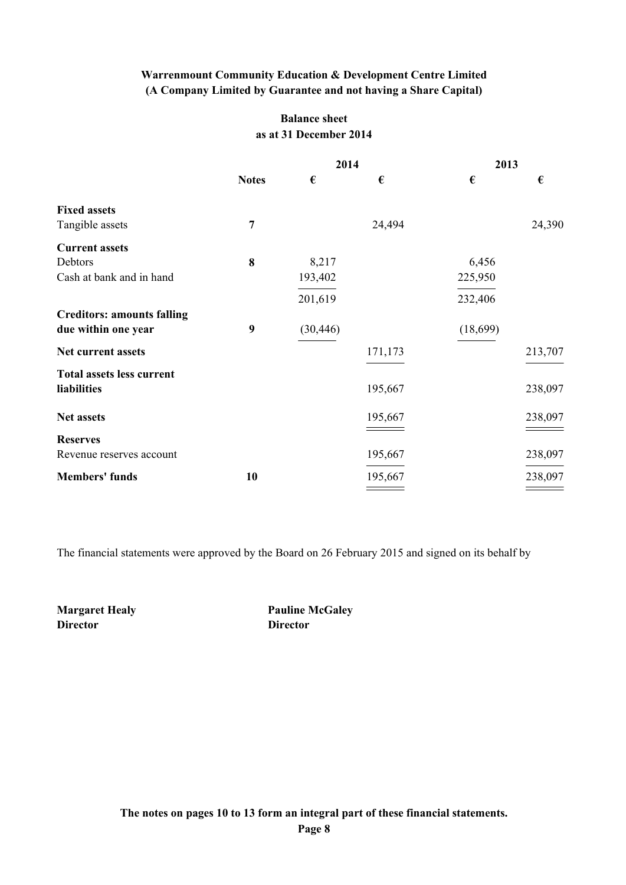**Warrenmount Community Education & Development Centre Limited**
**(A Company Limited by Guarantee and not having a Share Capital)**

## Balance sheet
## as at 31 December 2014

| | Notes | 2014 € | 2014 € | 2013 € | 2013 € |
|---|---|---|---|---|---|
| **Fixed assets** | | | | | |
| Tangible assets | 7 | | 24,494 | | 24,390 |
| **Current assets** | | | | | |
| Debtors | 8 | 8,217 | | 6,456 | |
| Cash at bank and in hand | | 193,402 | | 225,950 | |
| | | 201,619 | | 232,406 | |
| **Creditors: amounts falling due within one year** | 9 | (30,446) | | (18,699) | |
| **Net current assets** | | | 171,173 | | 213,707 |
| **Total assets less current liabilities** | | | 195,667 | | 238,097 |
| **Net assets** | | | 195,667 | | 238,097 |
| **Reserves** | | | | | |
| Revenue reserves account | | | 195,667 | | 238,097 |
| **Members' funds** | 10 | | 195,667 | | 238,097 |

The financial statements were approved by the Board on 26 February 2015 and signed on its behalf by

**Margaret Healy**
**Director**

**Pauline McGaley**
**Director**

**The notes on pages 10 to 13 form an integral part of these financial statements.**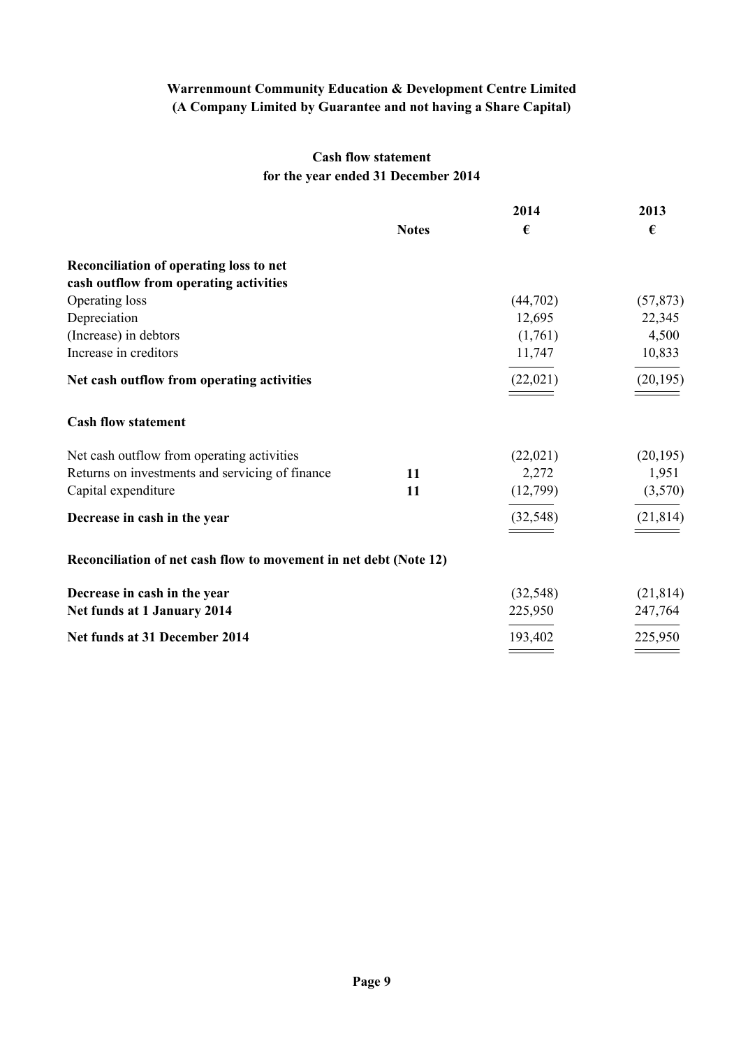**Warrenmount Community Education & Development Centre Limited**
**(A Company Limited by Guarantee and not having a Share Capital)**

## Cash flow statement
## for the year ended 31 December 2014

| | Notes | 2014 € | 2013 € |
|---|---|---|---|
| **Reconciliation of operating loss to net cash outflow from operating activities** | | | |
| Operating loss | | (44,702) | (57,873) |
| Depreciation | | 12,695 | 22,345 |
| (Increase) in debtors | | (1,761) | 4,500 |
| Increase in creditors | | 11,747 | 10,833 |
| **Net cash outflow from operating activities** | | (22,021) | (20,195) |
| **Cash flow statement** | | | |
| Net cash outflow from operating activities | | (22,021) | (20,195) |
| Returns on investments and servicing of finance | **11** | 2,272 | 1,951 |
| Capital expenditure | **11** | (12,799) | (3,570) |
| **Decrease in cash in the year** | | (32,548) | (21,814) |
| **Reconciliation of net cash flow to movement in net debt (Note 12)** | | | |
| **Decrease in cash in the year** | | (32,548) | (21,814) |
| **Net funds at 1 January 2014** | | 225,950 | 247,764 |
| **Net funds at 31 December 2014** | | 193,402 | 225,950 |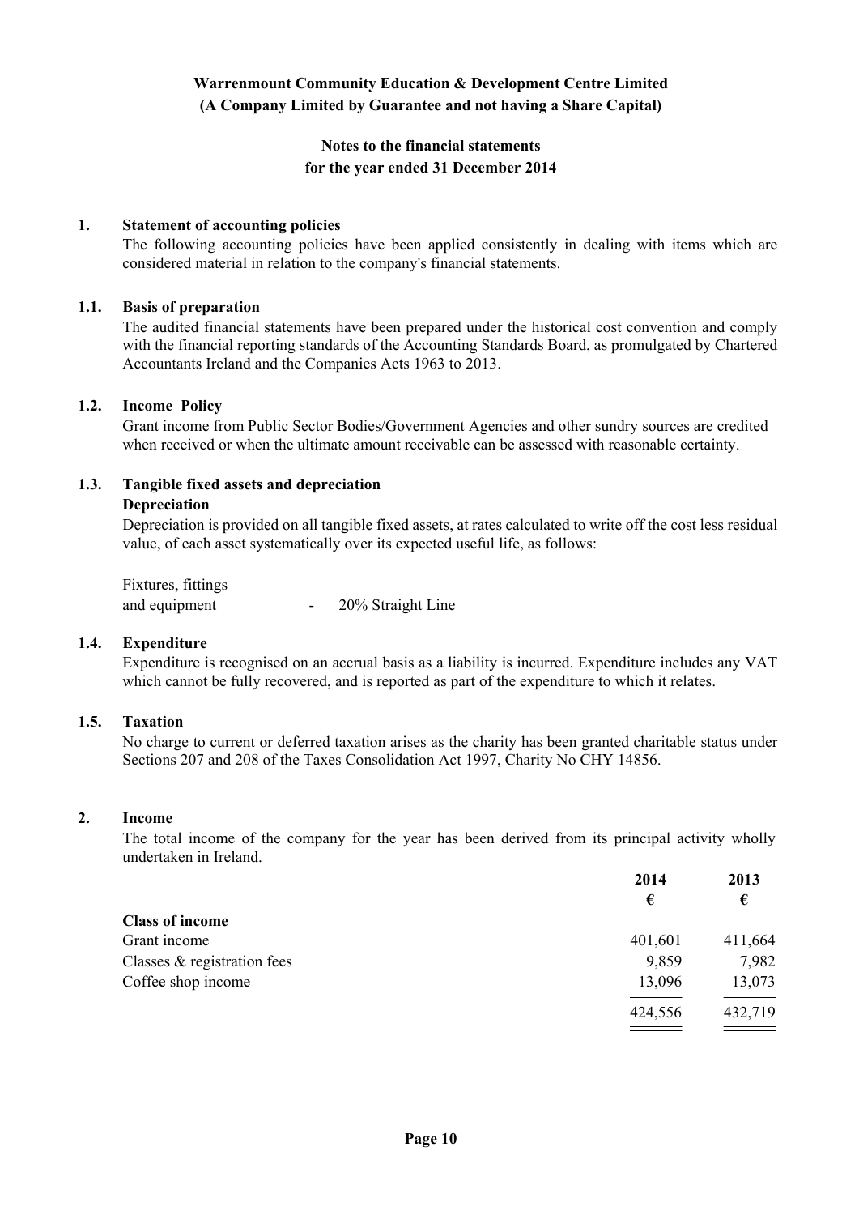**Warrenmount Community Education & Development Centre Limited**
**(A Company Limited by Guarantee and not having a Share Capital)**

**Notes to the financial statements**
**for the year ended 31 December 2014**

## 1. Statement of accounting policies

The following accounting policies have been applied consistently in dealing with items which are considered material in relation to the company's financial statements.

### 1.1. Basis of preparation

The audited financial statements have been prepared under the historical cost convention and comply with the financial reporting standards of the Accounting Standards Board, as promulgated by Chartered Accountants Ireland and the Companies Acts 1963 to 2013.

### 1.2. Income Policy

Grant income from Public Sector Bodies/Government Agencies and other sundry sources are credited when received or when the ultimate amount receivable can be assessed with reasonable certainty.

### 1.3. Tangible fixed assets and depreciation

**Depreciation**

Depreciation is provided on all tangible fixed assets, at rates calculated to write off the cost less residual value, of each asset systematically over its expected useful life, as follows:

Fixtures, fittings and equipment - 20% Straight Line

### 1.4. Expenditure

Expenditure is recognised on an accrual basis as a liability is incurred. Expenditure includes any VAT which cannot be fully recovered, and is reported as part of the expenditure to which it relates.

### 1.5. Taxation

No charge to current or deferred taxation arises as the charity has been granted charitable status under Sections 207 and 208 of the Taxes Consolidation Act 1997, Charity No CHY 14856.

## 2. Income

The total income of the company for the year has been derived from its principal activity wholly undertaken in Ireland.

| | 2014 | 2013 |
|---|---|---|
| | € | € |
| **Class of income** | | |
| Grant income | 401,601 | 411,664 |
| Classes & registration fees | 9,859 | 7,982 |
| Coffee shop income | 13,096 | 13,073 |
| | 424,556 | 432,719 |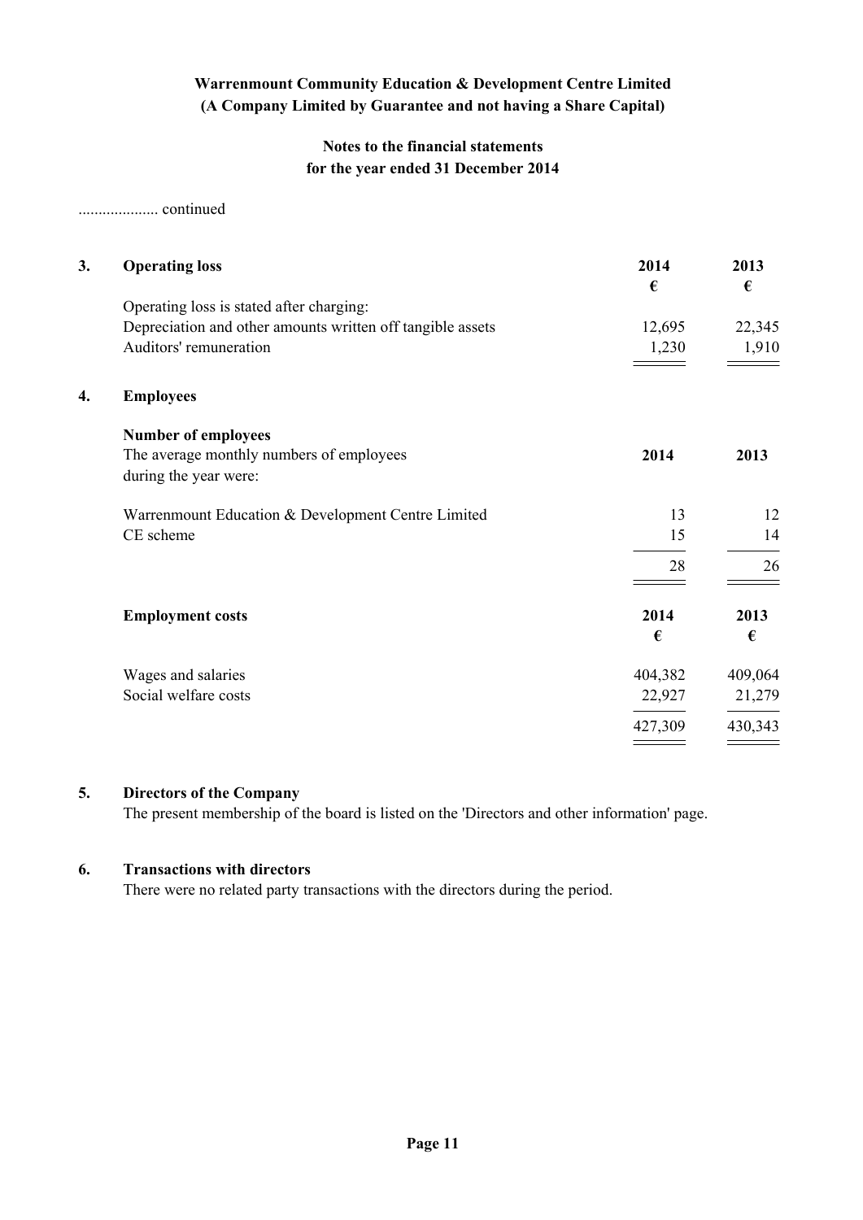**Warrenmount Community Education & Development Centre Limited**
**(A Company Limited by Guarantee and not having a Share Capital)**

**Notes to the financial statements**
**for the year ended 31 December 2014**

.................... continued

## 3. Operating loss

| | 2014 € | 2013 € |
|---|---|---|
| Operating loss is stated after charging: | | |
| Depreciation and other amounts written off tangible assets | 12,695 | 22,345 |
| Auditors' remuneration | 1,230 | 1,910 |

## 4. Employees

**Number of employees**

| The average monthly numbers of employees during the year were: | 2014 | 2013 |
|---|---|---|
| Warrenmount Education & Development Centre Limited | 13 | 12 |
| CE scheme | 15 | 14 |
| | 28 | 26 |

| **Employment costs** | 2014 € | 2013 € |
|---|---|---|
| Wages and salaries | 404,382 | 409,064 |
| Social welfare costs | 22,927 | 21,279 |
| | 427,309 | 430,343 |

## 5. Directors of the Company

The present membership of the board is listed on the 'Directors and other information' page.

## 6. Transactions with directors

There were no related party transactions with the directors during the period.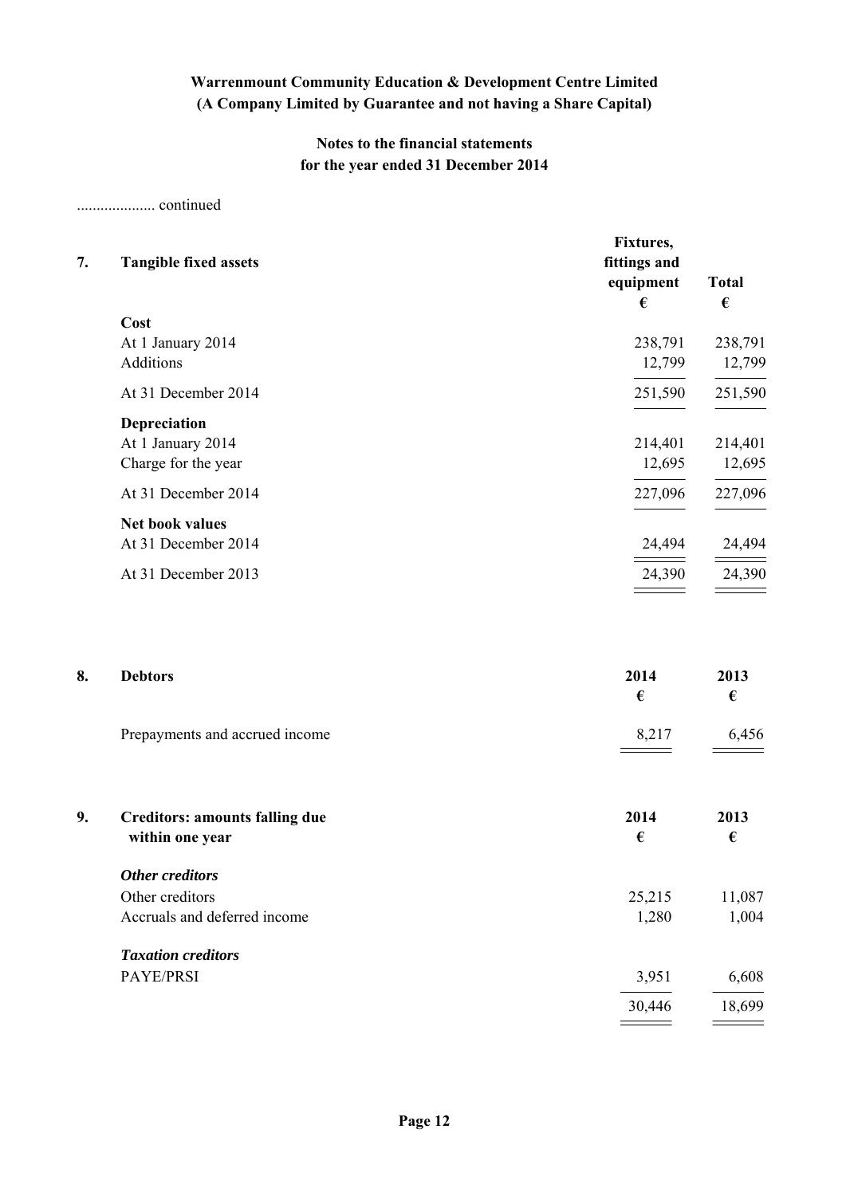Warrenmount Community Education & Development Centre Limited
(A Company Limited by Guarantee and not having a Share Capital)

**Notes to the financial statements for the year ended 31 December 2014**

.................... continued

## 7. Tangible fixed assets

| | Fixtures, fittings and equipment € | Total € |
|---|---|---|
| **Cost** | | |
| At 1 January 2014 | 238,791 | 238,791 |
| Additions | 12,799 | 12,799 |
| At 31 December 2014 | 251,590 | 251,590 |
| **Depreciation** | | |
| At 1 January 2014 | 214,401 | 214,401 |
| Charge for the year | 12,695 | 12,695 |
| At 31 December 2014 | 227,096 | 227,096 |
| **Net book values** | | |
| At 31 December 2014 | 24,494 | 24,494 |
| At 31 December 2013 | 24,390 | 24,390 |

## 8. Debtors

| | 2014 € | 2013 € |
|---|---|---|
| Prepayments and accrued income | 8,217 | 6,456 |

## 9. Creditors: amounts falling due within one year

| | 2014 € | 2013 € |
|---|---|---|
| ***Other creditors*** | | |
| Other creditors | 25,215 | 11,087 |
| Accruals and deferred income | 1,280 | 1,004 |
| ***Taxation creditors*** | | |
| PAYE/PRSI | 3,951 | 6,608 |
| | 30,446 | 18,699 |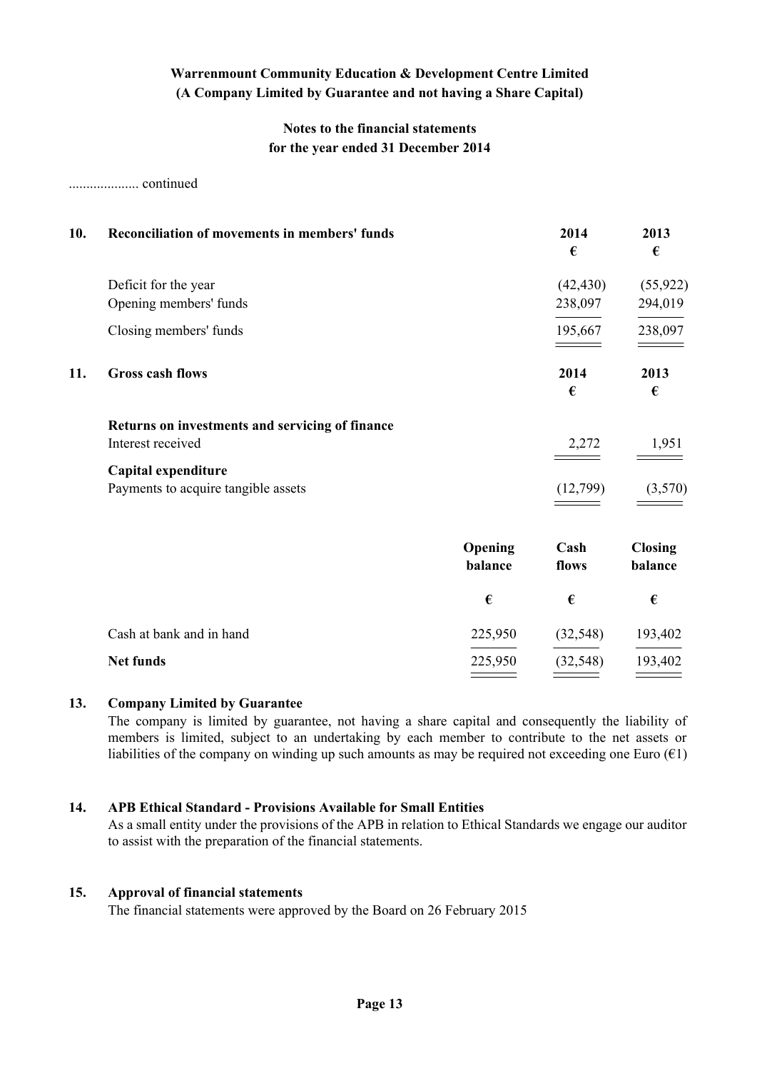**Warrenmount Community Education & Development Centre Limited**
**(A Company Limited by Guarantee and not having a Share Capital)**

**Notes to the financial statements**
**for the year ended 31 December 2014**

.................... continued

## 10. Reconciliation of movements in members' funds

| | 2014 € | 2013 € |
|---|---|---|
| Deficit for the year | (42,430) | (55,922) |
| Opening members' funds | 238,097 | 294,019 |
| Closing members' funds | 195,667 | 238,097 |

## 11. Gross cash flows

| | 2014 € | 2013 € |
|---|---|---|
| **Returns on investments and servicing of finance** | | |
| Interest received | 2,272 | 1,951 |
| **Capital expenditure** | | |
| Payments to acquire tangible assets | (12,799) | (3,570) |

| | Opening balance € | Cash flows € | Closing balance € |
|---|---|---|---|
| Cash at bank and in hand | 225,950 | (32,548) | 193,402 |
| **Net funds** | 225,950 | (32,548) | 193,402 |

## 13. Company Limited by Guarantee

The company is limited by guarantee, not having a share capital and consequently the liability of members is limited, subject to an undertaking by each member to contribute to the net assets or liabilities of the company on winding up such amounts as may be required not exceeding one Euro (€1)

## 14. APB Ethical Standard - Provisions Available for Small Entities

As a small entity under the provisions of the APB in relation to Ethical Standards we engage our auditor to assist with the preparation of the financial statements.

## 15. Approval of financial statements

The financial statements were approved by the Board on 26 February 2015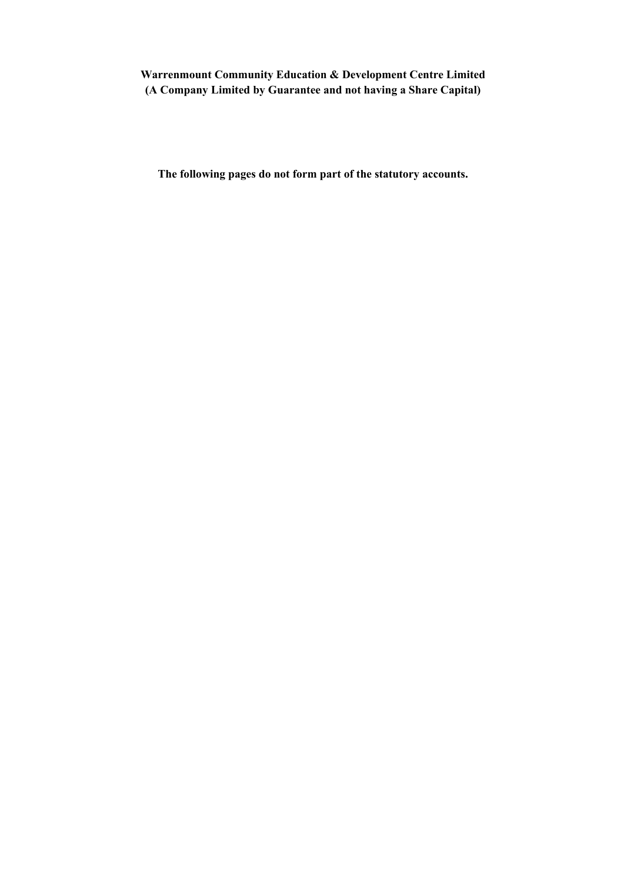**Warrenmount Community Education & Development Centre Limited**
**(A Company Limited by Guarantee and not having a Share Capital)**

**The following pages do not form part of the statutory accounts.**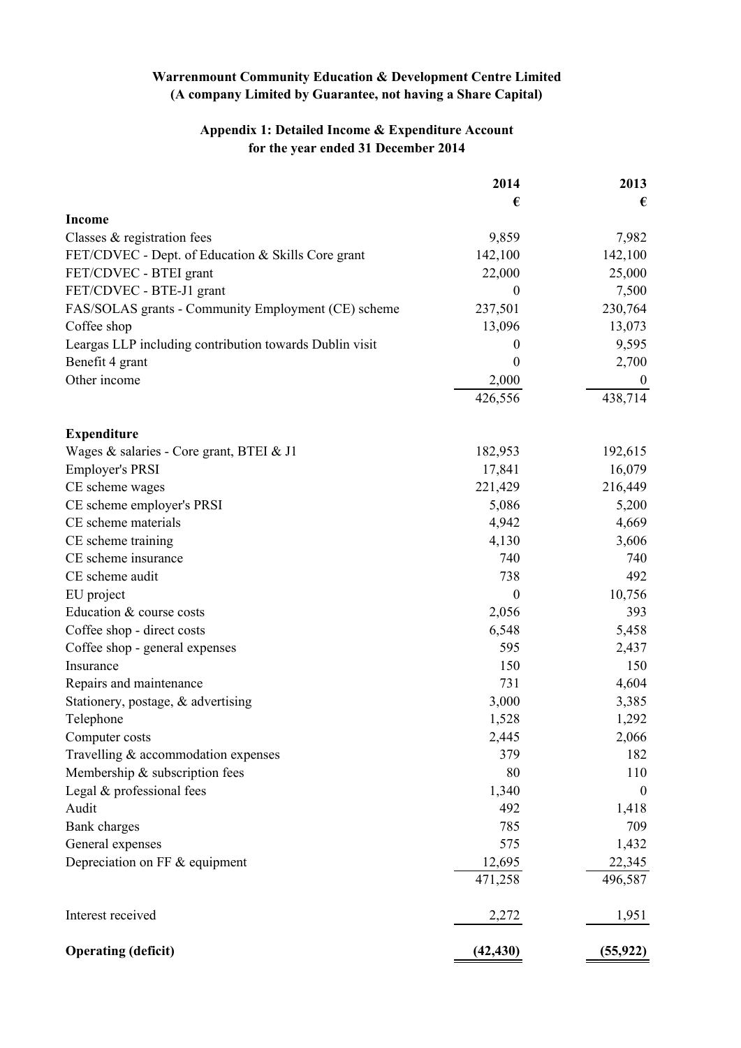**Warrenmount Community Education & Development Centre Limited**
**(A company Limited by Guarantee, not having a Share Capital)**

**Appendix 1: Detailed Income & Expenditure Account**
**for the year ended 31 December 2014**

| | 2014 | 2013 |
|---|---|---|
| | € | € |
| **Income** | | |
| Classes & registration fees | 9,859 | 7,982 |
| FET/CDVEC - Dept. of Education & Skills Core grant | 142,100 | 142,100 |
| FET/CDVEC - BTEI grant | 22,000 | 25,000 |
| FET/CDVEC - BTE-J1 grant | 0 | 7,500 |
| FAS/SOLAS grants - Community Employment (CE) scheme | 237,501 | 230,764 |
| Coffee shop | 13,096 | 13,073 |
| Leargas LLP including contribution towards Dublin visit | 0 | 9,595 |
| Benefit 4 grant | 0 | 2,700 |
| Other income | 2,000 | 0 |
| | 426,556 | 438,714 |
| **Expenditure** | | |
| Wages & salaries - Core grant, BTEI & J1 | 182,953 | 192,615 |
| Employer's PRSI | 17,841 | 16,079 |
| CE scheme wages | 221,429 | 216,449 |
| CE scheme employer's PRSI | 5,086 | 5,200 |
| CE scheme materials | 4,942 | 4,669 |
| CE scheme training | 4,130 | 3,606 |
| CE scheme insurance | 740 | 740 |
| CE scheme audit | 738 | 492 |
| EU project | 0 | 10,756 |
| Education & course costs | 2,056 | 393 |
| Coffee shop - direct costs | 6,548 | 5,458 |
| Coffee shop - general expenses | 595 | 2,437 |
| Insurance | 150 | 150 |
| Repairs and maintenance | 731 | 4,604 |
| Stationery, postage, & advertising | 3,000 | 3,385 |
| Telephone | 1,528 | 1,292 |
| Computer costs | 2,445 | 2,066 |
| Travelling & accommodation expenses | 379 | 182 |
| Membership & subscription fees | 80 | 110 |
| Legal & professional fees | 1,340 | 0 |
| Audit | 492 | 1,418 |
| Bank charges | 785 | 709 |
| General expenses | 575 | 1,432 |
| Depreciation on FF & equipment | 12,695 | 22,345 |
| | 471,258 | 496,587 |
| Interest received | 2,272 | 1,951 |
| **Operating (deficit)** | **(42,430)** | **(55,922)** |